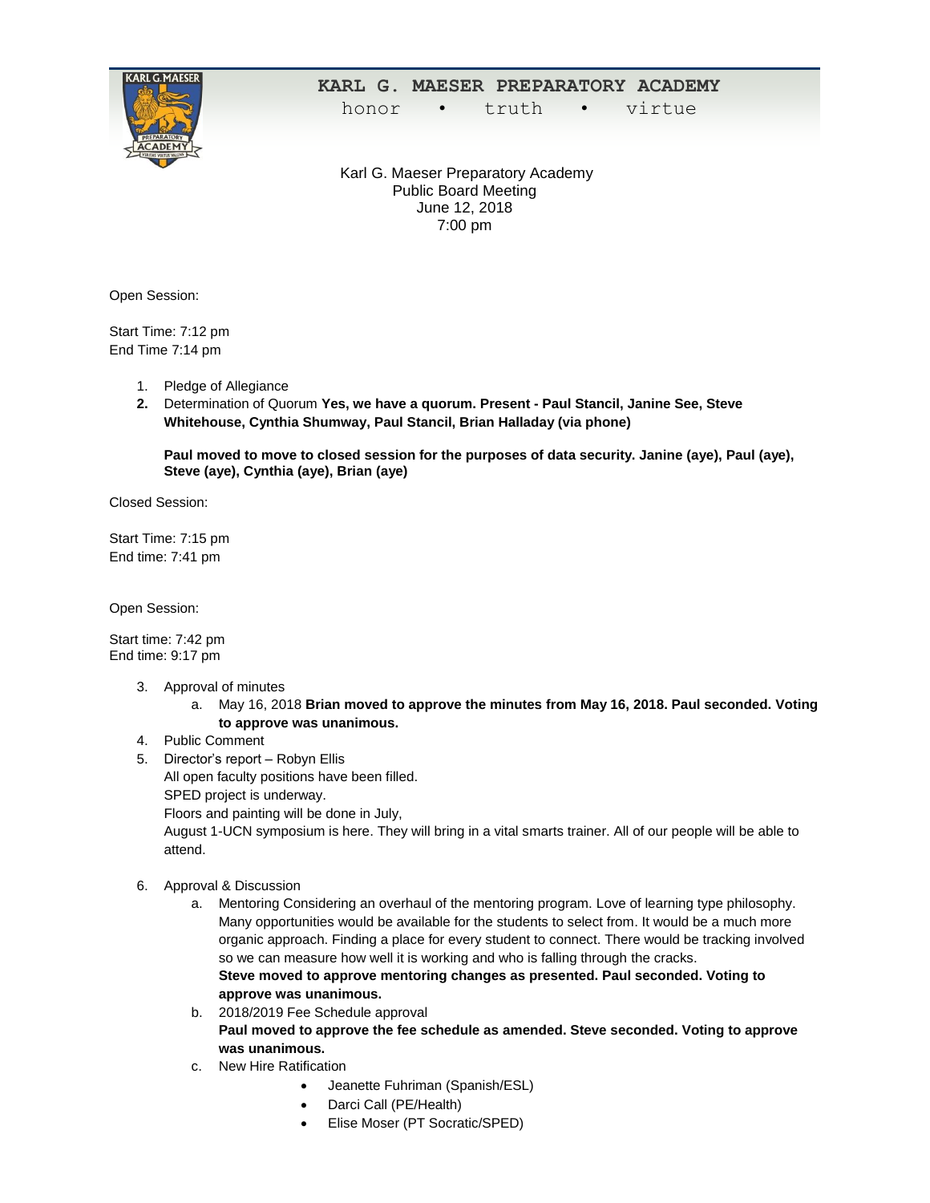# KARL G. MAESER PREPARATORY ACADEMY

honor • truth • virtue

Karl G. Maeser Preparatory Academy
Public Board Meeting
June 12, 2018
7:00 pm

Open Session:

Start Time: 7:12 pm
End Time 7:14 pm

1. Pledge of Allegiance
2. Determination of Quorum **Yes, we have a quorum. Present - Paul Stancil, Janine See, Steve Whitehouse, Cynthia Shumway, Paul Stancil, Brian Halladay (via phone)**

   **Paul moved to move to closed session for the purposes of data security. Janine (aye), Paul (aye), Steve (aye), Cynthia (aye), Brian (aye)**

Closed Session:

Start Time: 7:15 pm
End time: 7:41 pm

Open Session:

Start time: 7:42 pm
End time: 9:17 pm

3. Approval of minutes
   a. May 16, 2018 **Brian moved to approve the minutes from May 16, 2018. Paul seconded. Voting to approve was unanimous.**
4. Public Comment
5. Director's report – Robyn Ellis
   All open faculty positions have been filled.
   SPED project is underway.
   Floors and painting will be done in July,
   August 1-UCN symposium is here. They will bring in a vital smarts trainer. All of our people will be able to attend.

6. Approval & Discussion
   a. Mentoring Considering an overhaul of the mentoring program. Love of learning type philosophy. Many opportunities would be available for the students to select from. It would be a much more organic approach. Finding a place for every student to connect. There would be tracking involved so we can measure how well it is working and who is falling through the cracks.
      **Steve moved to approve mentoring changes as presented. Paul seconded. Voting to approve was unanimous.**
   b. 2018/2019 Fee Schedule approval
      **Paul moved to approve the fee schedule as amended. Steve seconded. Voting to approve was unanimous.**
   c. New Hire Ratification
      - Jeanette Fuhriman (Spanish/ESL)
      - Darci Call (PE/Health)
      - Elise Moser (PT Socratic/SPED)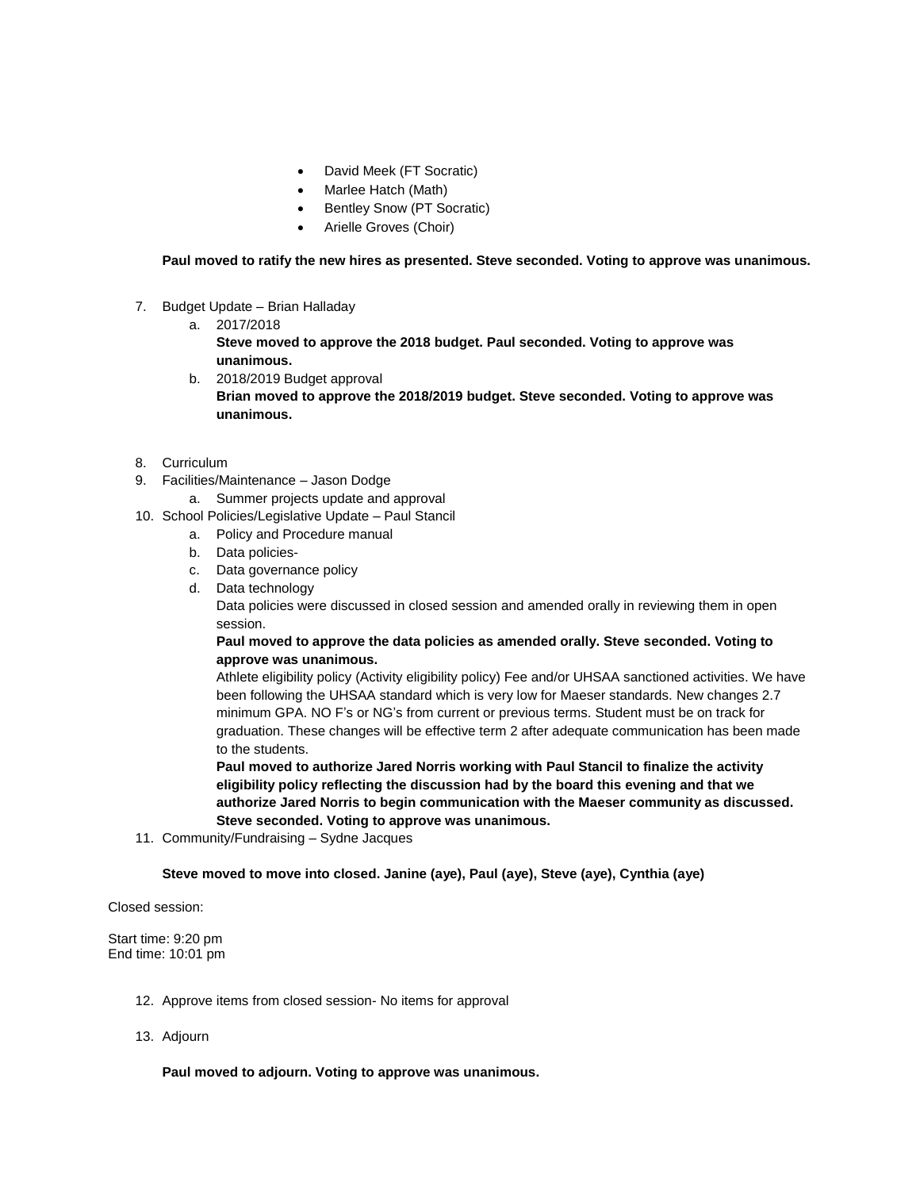- David Meek (FT Socratic)
- Marlee Hatch (Math)
- Bentley Snow (PT Socratic)
- Arielle Groves (Choir)

**Paul moved to ratify the new hires as presented. Steve seconded. Voting to approve was unanimous.**

7. Budget Update – Brian Halladay
   a. 2017/2018
      **Steve moved to approve the 2018 budget. Paul seconded. Voting to approve was unanimous.**
   b. 2018/2019 Budget approval
      **Brian moved to approve the 2018/2019 budget. Steve seconded. Voting to approve was unanimous.**

8. Curriculum
9. Facilities/Maintenance – Jason Dodge
   a. Summer projects update and approval
10. School Policies/Legislative Update – Paul Stancil
    a. Policy and Procedure manual
    b. Data policies-
    c. Data governance policy
    d. Data technology
       Data policies were discussed in closed session and amended orally in reviewing them in open session.
       **Paul moved to approve the data policies as amended orally. Steve seconded. Voting to approve was unanimous.**
       Athlete eligibility policy (Activity eligibility policy) Fee and/or UHSAA sanctioned activities. We have been following the UHSAA standard which is very low for Maeser standards. New changes 2.7 minimum GPA. NO F's or NG's from current or previous terms. Student must be on track for graduation. These changes will be effective term 2 after adequate communication has been made to the students.
       **Paul moved to authorize Jared Norris working with Paul Stancil to finalize the activity eligibility policy reflecting the discussion had by the board this evening and that we authorize Jared Norris to begin communication with the Maeser community as discussed. Steve seconded. Voting to approve was unanimous.**
11. Community/Fundraising – Sydne Jacques

**Steve moved to move into closed. Janine (aye), Paul (aye), Steve (aye), Cynthia (aye)**

Closed session:

Start time: 9:20 pm
End time: 10:01 pm

12. Approve items from closed session- No items for approval

13. Adjourn

**Paul moved to adjourn. Voting to approve was unanimous.**